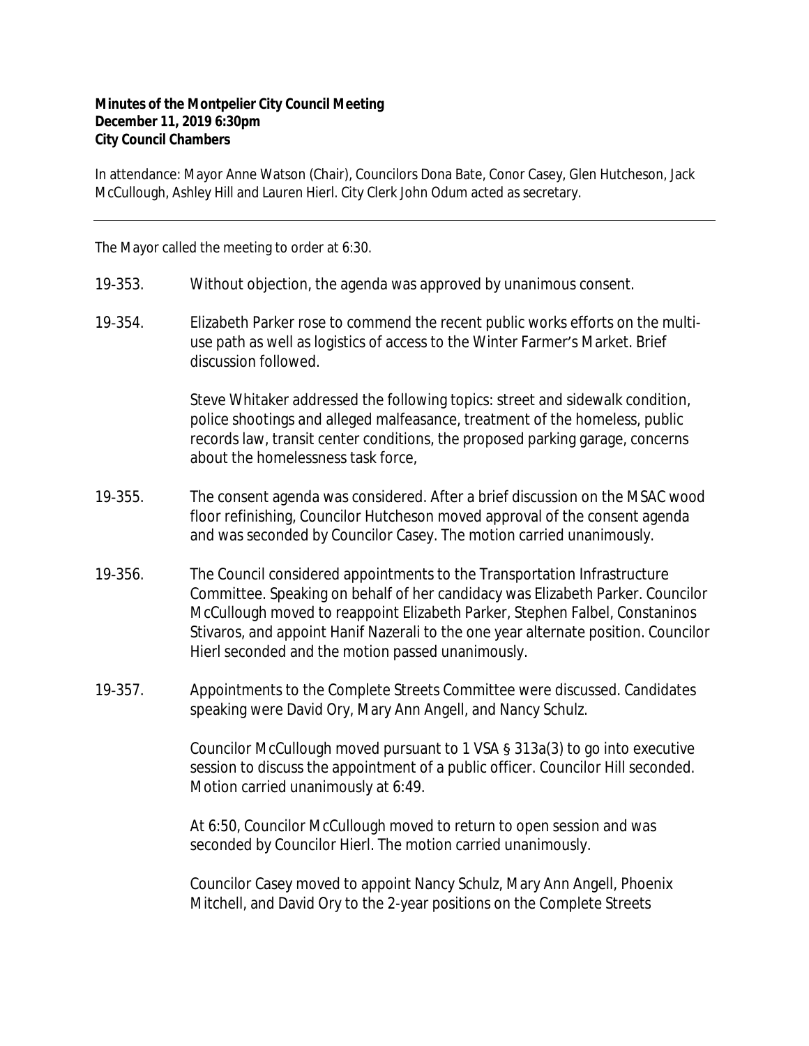**Minutes of the Montpelier City Council Meeting**
**December 11, 2019 6:30pm**
**City Council Chambers**

In attendance: Mayor Anne Watson (Chair), Councilors Dona Bate, Conor Casey, Glen Hutcheson, Jack McCullough, Ashley Hill and Lauren Hierl. City Clerk John Odum acted as secretary.

---

The Mayor called the meeting to order at 6:30.

19-353. Without objection, the agenda was approved by unanimous consent.

19-354. Elizabeth Parker rose to commend the recent public works efforts on the multi-use path as well as logistics of access to the Winter Farmer's Market. Brief discussion followed.

Steve Whitaker addressed the following topics: street and sidewalk condition, police shootings and alleged malfeasance, treatment of the homeless, public records law, transit center conditions, the proposed parking garage, concerns about the homelessness task force,

19-355. The consent agenda was considered. After a brief discussion on the MSAC wood floor refinishing, Councilor Hutcheson moved approval of the consent agenda and was seconded by Councilor Casey. The motion carried unanimously.

19-356. The Council considered appointments to the Transportation Infrastructure Committee. Speaking on behalf of her candidacy was Elizabeth Parker. Councilor McCullough moved to reappoint Elizabeth Parker, Stephen Falbel, Constaninos Stivaros, and appoint Hanif Nazerali to the one year alternate position. Councilor Hierl seconded and the motion passed unanimously.

19-357. Appointments to the Complete Streets Committee were discussed. Candidates speaking were David Ory, Mary Ann Angell, and Nancy Schulz.

Councilor McCullough moved pursuant to 1 VSA § 313a(3) to go into executive session to discuss the appointment of a public officer. Councilor Hill seconded. Motion carried unanimously at 6:49.

At 6:50, Councilor McCullough moved to return to open session and was seconded by Councilor Hierl. The motion carried unanimously.

Councilor Casey moved to appoint Nancy Schulz, Mary Ann Angell, Phoenix Mitchell, and David Ory to the 2-year positions on the Complete Streets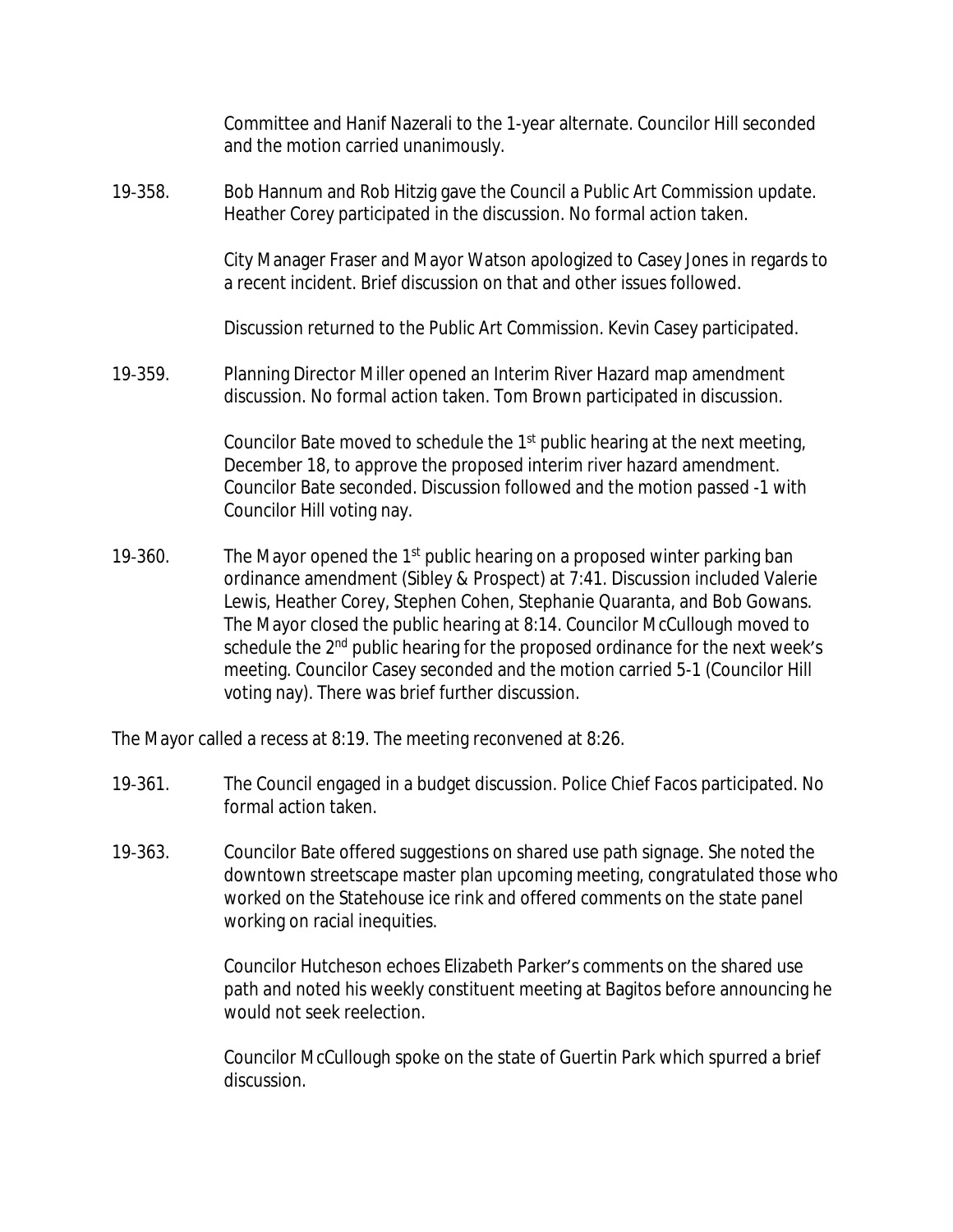Committee and Hanif Nazerali to the 1-year alternate. Councilor Hill seconded and the motion carried unanimously.

19-358. Bob Hannum and Rob Hitzig gave the Council a Public Art Commission update. Heather Corey participated in the discussion. No formal action taken.

City Manager Fraser and Mayor Watson apologized to Casey Jones in regards to a recent incident. Brief discussion on that and other issues followed.

Discussion returned to the Public Art Commission. Kevin Casey participated.

19-359. Planning Director Miller opened an Interim River Hazard map amendment discussion. No formal action taken. Tom Brown participated in discussion.

Councilor Bate moved to schedule the 1st public hearing at the next meeting, December 18, to approve the proposed interim river hazard amendment. Councilor Bate seconded. Discussion followed and the motion passed -1 with Councilor Hill voting nay.

19-360. The Mayor opened the 1st public hearing on a proposed winter parking ban ordinance amendment (Sibley & Prospect) at 7:41. Discussion included Valerie Lewis, Heather Corey, Stephen Cohen, Stephanie Quaranta, and Bob Gowans. The Mayor closed the public hearing at 8:14. Councilor McCullough moved to schedule the 2nd public hearing for the proposed ordinance for the next week's meeting. Councilor Casey seconded and the motion carried 5-1 (Councilor Hill voting nay). There was brief further discussion.

The Mayor called a recess at 8:19. The meeting reconvened at 8:26.

19-361. The Council engaged in a budget discussion. Police Chief Facos participated. No formal action taken.

19-363. Councilor Bate offered suggestions on shared use path signage. She noted the downtown streetscape master plan upcoming meeting, congratulated those who worked on the Statehouse ice rink and offered comments on the state panel working on racial inequities.

Councilor Hutcheson echoes Elizabeth Parker's comments on the shared use path and noted his weekly constituent meeting at Bagitos before announcing he would not seek reelection.

Councilor McCullough spoke on the state of Guertin Park which spurred a brief discussion.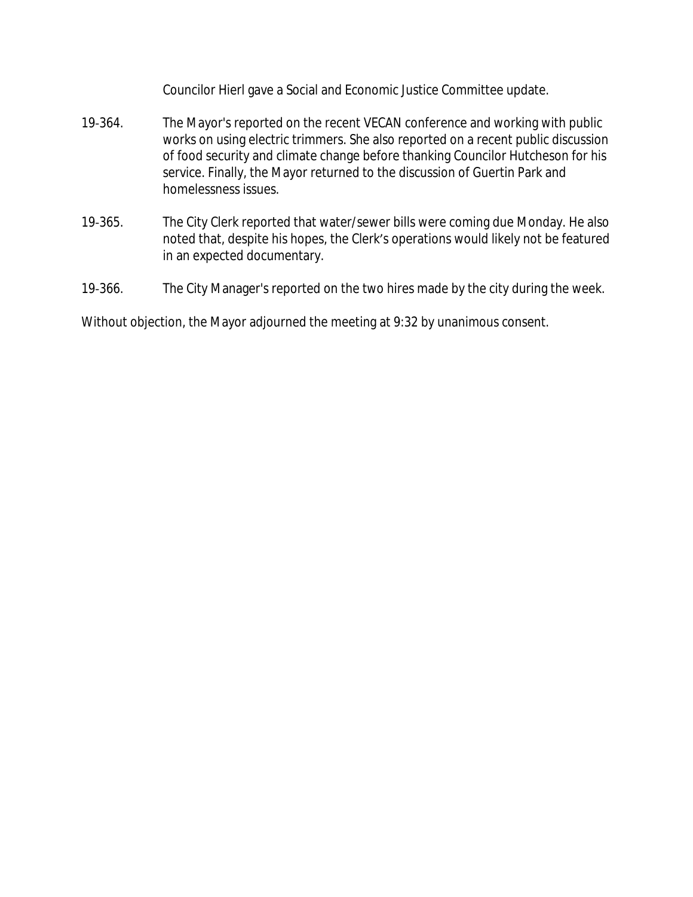Councilor Hierl gave a Social and Economic Justice Committee update.

19-364. The Mayor's reported on the recent VECAN conference and working with public works on using electric trimmers. She also reported on a recent public discussion of food security and climate change before thanking Councilor Hutcheson for his service. Finally, the Mayor returned to the discussion of Guertin Park and homelessness issues.

19-365. The City Clerk reported that water/sewer bills were coming due Monday. He also noted that, despite his hopes, the Clerk's operations would likely not be featured in an expected documentary.

19-366. The City Manager's reported on the two hires made by the city during the week.

Without objection, the Mayor adjourned the meeting at 9:32 by unanimous consent.